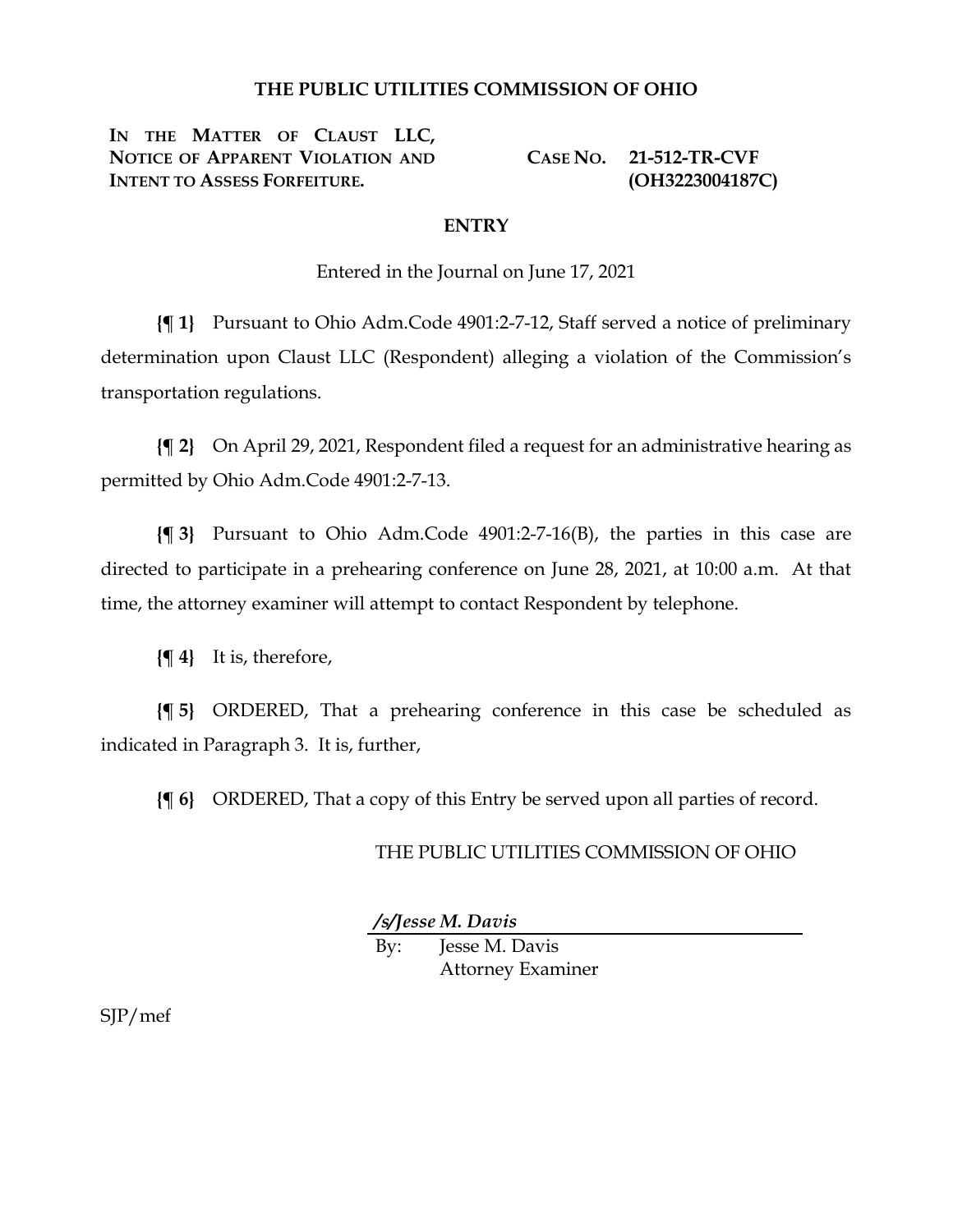# THE PUBLIC UTILITIES COMMISSION OF OHIO

| | |
|---|---|
| **IN THE MATTER OF CLAUST LLC, NOTICE OF APPARENT VIOLATION AND INTENT TO ASSESS FORFEITURE.** | **CASE NO. 21-512-TR-CVF (OH3223004187C)** |

## ENTRY

Entered in the Journal on June 17, 2021

**{¶ 1}** Pursuant to Ohio Adm.Code 4901:2-7-12, Staff served a notice of preliminary determination upon Claust LLC (Respondent) alleging a violation of the Commission's transportation regulations.

**{¶ 2}** On April 29, 2021, Respondent filed a request for an administrative hearing as permitted by Ohio Adm.Code 4901:2-7-13.

**{¶ 3}** Pursuant to Ohio Adm.Code 4901:2-7-16(B), the parties in this case are directed to participate in a prehearing conference on June 28, 2021, at 10:00 a.m. At that time, the attorney examiner will attempt to contact Respondent by telephone.

**{¶ 4}** It is, therefore,

**{¶ 5}** ORDERED, That a prehearing conference in this case be scheduled as indicated in Paragraph 3. It is, further,

**{¶ 6}** ORDERED, That a copy of this Entry be served upon all parties of record.

THE PUBLIC UTILITIES COMMISSION OF OHIO

***/s/Jesse M. Davis***

By: Jesse M. Davis
Attorney Examiner

SJP/mef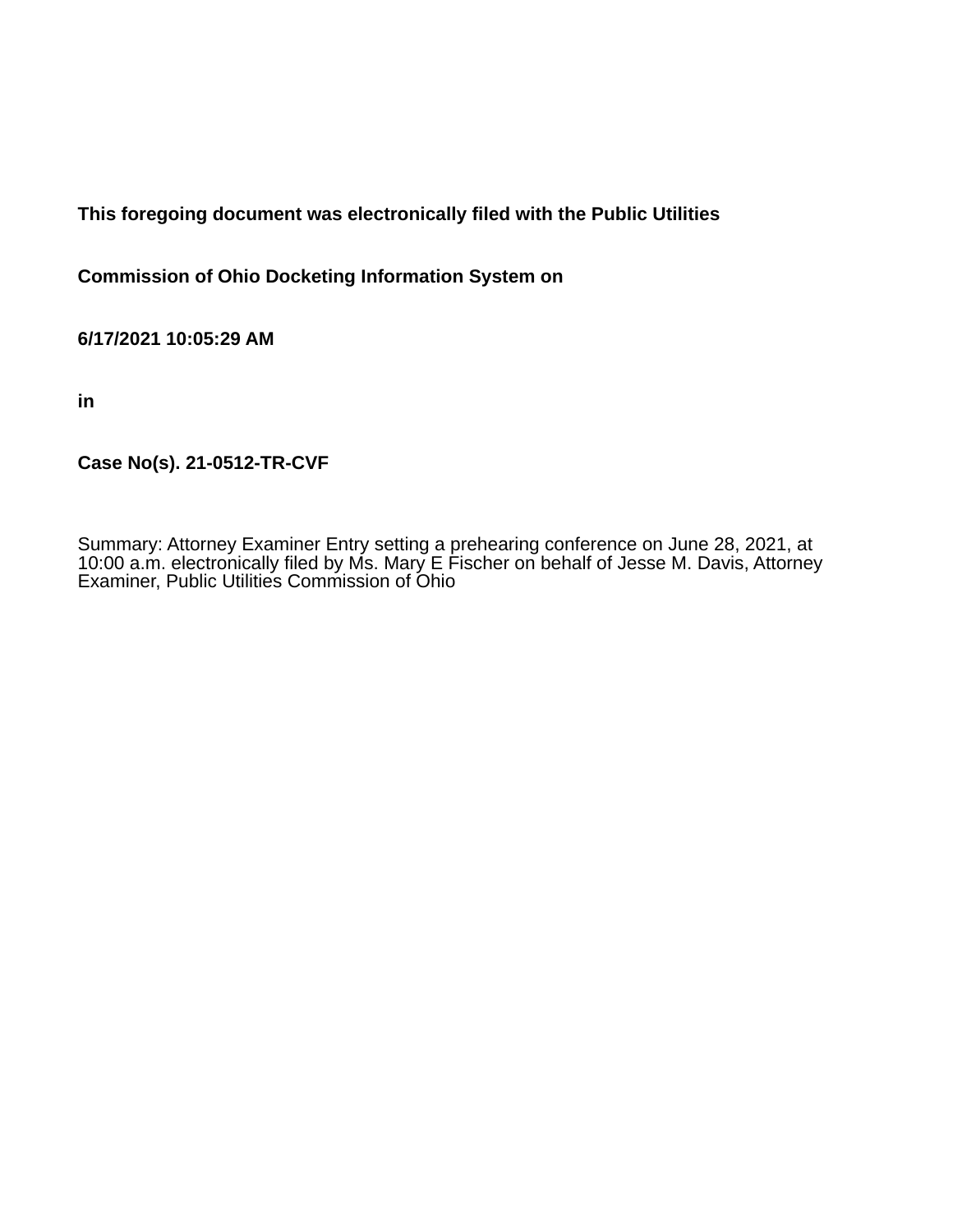**This foregoing document was electronically filed with the Public Utilities**

**Commission of Ohio Docketing Information System on**

**6/17/2021 10:05:29 AM**

**in**

**Case No(s). 21-0512-TR-CVF**

Summary: Attorney Examiner Entry setting a prehearing conference on June 28, 2021, at 10:00 a.m. electronically filed by Ms. Mary E Fischer on behalf of Jesse M. Davis, Attorney Examiner, Public Utilities Commission of Ohio